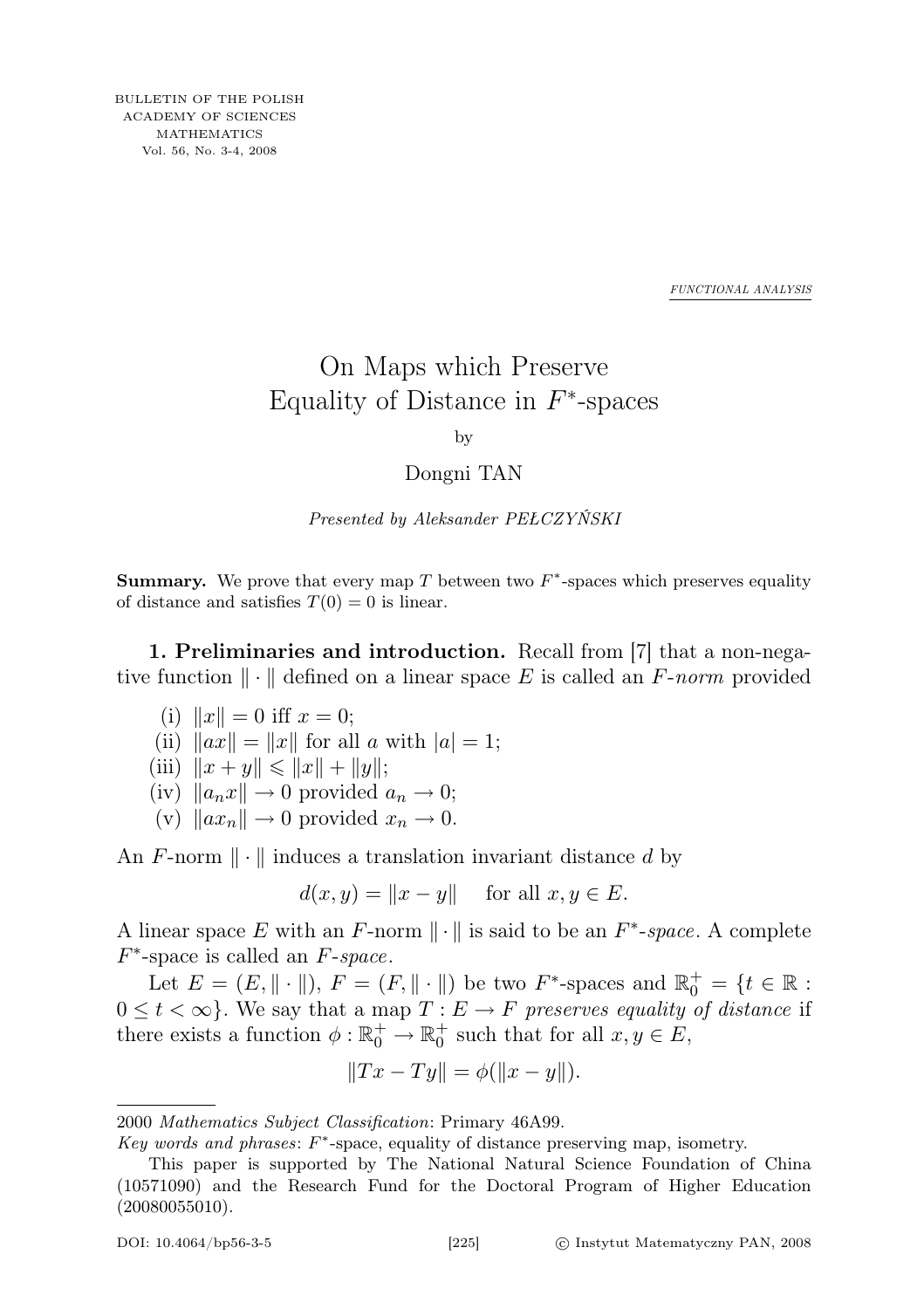FUNCTIONAL ANALYSIS

# On Maps which Preserve Equality of Distance in $F^*$-spaces

by

Dongni TAN

*Presented by Aleksander PEŁCZYŃSKI*

**Summary.** We prove that every map $T$ between two $F^*$-spaces which preserves equality of distance and satisfies $T(0) = 0$ is linear.

**1. Preliminaries and introduction.** Recall from [7] that a non-negative function $\|\cdot\|$ defined on a linear space $E$ is called an *F-norm* provided

(i) $\|x\| = 0$ iff $x = 0$;
(ii) $\|ax\| = \|x\|$ for all $a$ with $|a| = 1$;
(iii) $\|x + y\| \leqslant \|x\| + \|y\|$;
(iv) $\|a_n x\| \to 0$ provided $a_n \to 0$;
(v) $\|a x_n\| \to 0$ provided $x_n \to 0$.

An $F$-norm $\|\cdot\|$ induces a translation invariant distance $d$ by

$$d(x, y) = \|x - y\| \quad \text{for all } x, y \in E.$$

A linear space $E$ with an $F$-norm $\|\cdot\|$ is said to be an *$F^*$-space*. A complete $F^*$-space is called an *$F$-space*.

Let $E = (E, \|\cdot\|)$, $F = (F, \|\cdot\|)$ be two $F^*$-spaces and $\mathbb{R}_0^+ = \{t \in \mathbb{R} : 0 \leq t < \infty\}$. We say that a map $T : E \to F$ *preserves equality of distance* if there exists a function $\phi : \mathbb{R}_0^+ \to \mathbb{R}_0^+$ such that for all $x, y \in E$,

$$\|Tx - Ty\| = \phi(\|x - y\|).$$

---

2000 *Mathematics Subject Classification*: Primary 46A99.

*Key words and phrases*: $F^*$-space, equality of distance preserving map, isometry.

This paper is supported by The National Natural Science Foundation of China (10571090) and the Research Fund for the Doctoral Program of Higher Education (20080055010).

DOI: 10.4064/bp56-3-5 © Instytut Matematyczny PAN, 2008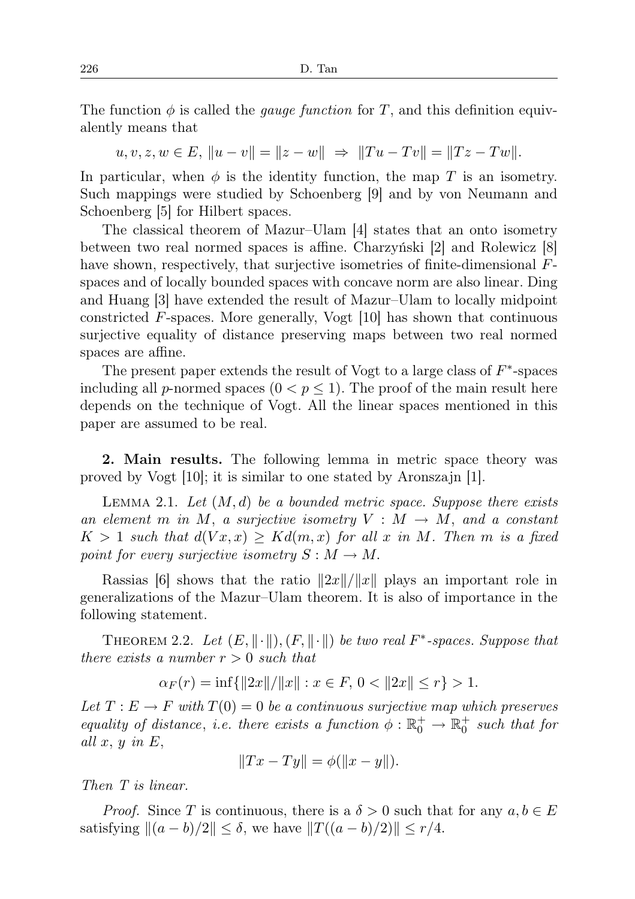The function $\phi$ is called the *gauge function* for $T$, and this definition equivalently means that

$$u, v, z, w \in E,\ \|u - v\| = \|z - w\| \ \Rightarrow\ \|Tu - Tv\| = \|Tz - Tw\|.$$

In particular, when $\phi$ is the identity function, the map $T$ is an isometry. Such mappings were studied by Schoenberg [9] and by von Neumann and Schoenberg [5] for Hilbert spaces.

The classical theorem of Mazur–Ulam [4] states that an onto isometry between two real normed spaces is affine. Charzyński [2] and Rolewicz [8] have shown, respectively, that surjective isometries of finite-dimensional $F$-spaces and of locally bounded spaces with concave norm are also linear. Ding and Huang [3] have extended the result of Mazur–Ulam to locally midpoint constricted $F$-spaces. More generally, Vogt [10] has shown that continuous surjective equality of distance preserving maps between two real normed spaces are affine.

The present paper extends the result of Vogt to a large class of $F^*$-spaces including all $p$-normed spaces ($0 < p \leq 1$). The proof of the main result here depends on the technique of Vogt. All the linear spaces mentioned in this paper are assumed to be real.

**2. Main results.** The following lemma in metric space theory was proved by Vogt [10]; it is similar to one stated by Aronszajn [1].

Lemma 2.1. *Let $(M, d)$ be a bounded metric space. Suppose there exists an element $m$ in $M$, a surjective isometry $V : M \to M$, and a constant $K > 1$ such that $d(Vx, x) \geq K d(m, x)$ for all $x$ in $M$. Then $m$ is a fixed point for every surjective isometry $S : M \to M$.*

Rassias [6] shows that the ratio $\|2x\|/\|x\|$ plays an important role in generalizations of the Mazur–Ulam theorem. It is also of importance in the following statement.

Theorem 2.2. *Let $(E, \|\cdot\|), (F, \|\cdot\|)$ be two real $F^*$-spaces. Suppose that there exists a number $r > 0$ such that*

$$\alpha_F(r) = \inf\{\|2x\|/\|x\| : x \in F,\ 0 < \|2x\| \leq r\} > 1.$$

*Let $T : E \to F$ with $T(0) = 0$ be a continuous surjective map which preserves equality of distance, i.e. there exists a function $\phi : \mathbb{R}_0^+ \to \mathbb{R}_0^+$ such that for all $x$, $y$ in $E$,*

$$\|Tx - Ty\| = \phi(\|x - y\|).$$

*Then $T$ is linear.*

*Proof.* Since $T$ is continuous, there is a $\delta > 0$ such that for any $a, b \in E$ satisfying $\|(a - b)/2\| \leq \delta$, we have $\|T((a - b)/2)\| \leq r/4$.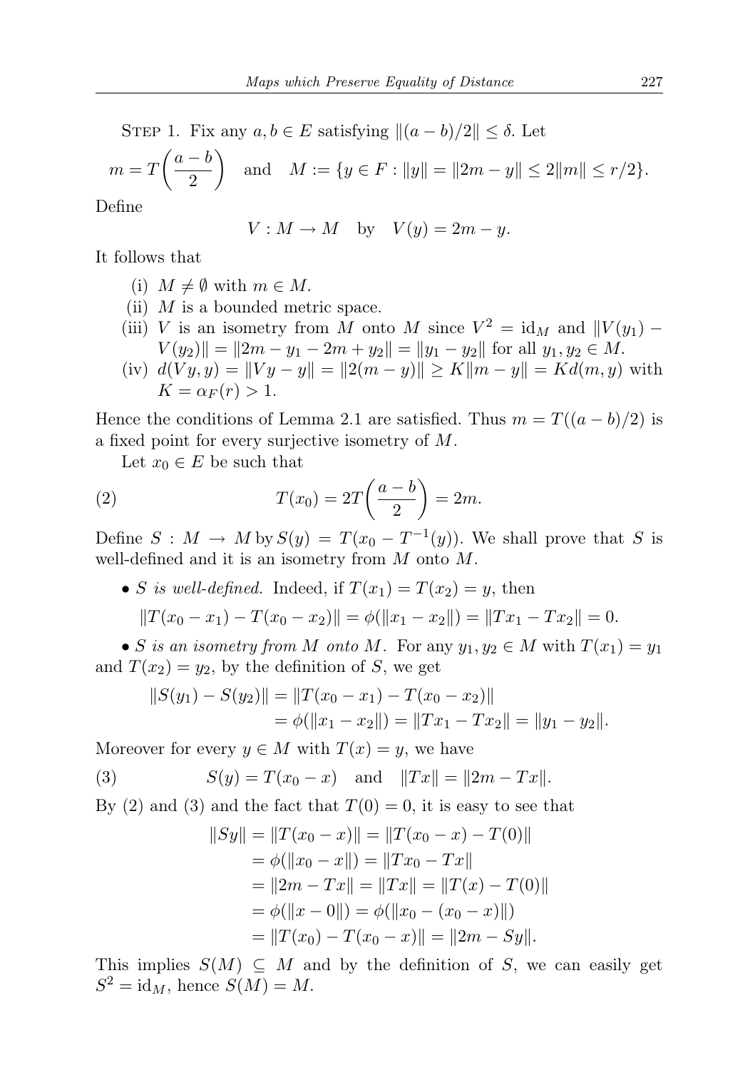STEP 1. Fix any $a, b \in E$ satisfying $\|(a-b)/2\| \le \delta$. Let

$$m = T\left(\frac{a-b}{2}\right) \quad \text{and} \quad M := \{y \in F : \|y\| = \|2m - y\| \le 2\|m\| \le r/2\}.$$

Define

$$V : M \to M \quad \text{by} \quad V(y) = 2m - y.$$

It follows that

(i) $M \neq \emptyset$ with $m \in M$.
(ii) $M$ is a bounded metric space.
(iii) $V$ is an isometry from $M$ onto $M$ since $V^2 = \mathrm{id}_M$ and $\|V(y_1) - V(y_2)\| = \|2m - y_1 - 2m + y_2\| = \|y_1 - y_2\|$ for all $y_1, y_2 \in M$.
(iv) $d(Vy, y) = \|Vy - y\| = \|2(m-y)\| \ge K\|m - y\| = Kd(m, y)$ with $K = \alpha_F(r) > 1$.

Hence the conditions of Lemma 2.1 are satisfied. Thus $m = T((a-b)/2)$ is a fixed point for every surjective isometry of $M$.

Let $x_0 \in E$ be such that

$$T(x_0) = 2T\left(\frac{a-b}{2}\right) = 2m. \tag{2}$$

Define $S : M \to M$ by $S(y) = T(x_0 - T^{-1}(y))$. We shall prove that $S$ is well-defined and it is an isometry from $M$ onto $M$.

- *$S$ is well-defined.* Indeed, if $T(x_1) = T(x_2) = y$, then

$$\|T(x_0 - x_1) - T(x_0 - x_2)\| = \phi(\|x_1 - x_2\|) = \|Tx_1 - Tx_2\| = 0.$$

- *$S$ is an isometry from $M$ onto $M$.* For any $y_1, y_2 \in M$ with $T(x_1) = y_1$ and $T(x_2) = y_2$, by the definition of $S$, we get

$$\begin{aligned}
\|S(y_1) - S(y_2)\| &= \|T(x_0 - x_1) - T(x_0 - x_2)\| \\
&= \phi(\|x_1 - x_2\|) = \|Tx_1 - Tx_2\| = \|y_1 - y_2\|.
\end{aligned}$$

Moreover for every $y \in M$ with $T(x) = y$, we have

$$S(y) = T(x_0 - x) \quad \text{and} \quad \|Tx\| = \|2m - Tx\|. \tag{3}$$

By (2) and (3) and the fact that $T(0) = 0$, it is easy to see that

$$\begin{aligned}
\|Sy\| &= \|T(x_0 - x)\| = \|T(x_0 - x) - T(0)\| \\
&= \phi(\|x_0 - x\|) = \|Tx_0 - Tx\| \\
&= \|2m - Tx\| = \|Tx\| = \|T(x) - T(0)\| \\
&= \phi(\|x - 0\|) = \phi(\|x_0 - (x_0 - x)\|) \\
&= \|T(x_0) - T(x_0 - x)\| = \|2m - Sy\|.
\end{aligned}$$

This implies $S(M) \subseteq M$ and by the definition of $S$, we can easily get $S^2 = \mathrm{id}_M$, hence $S(M) = M$.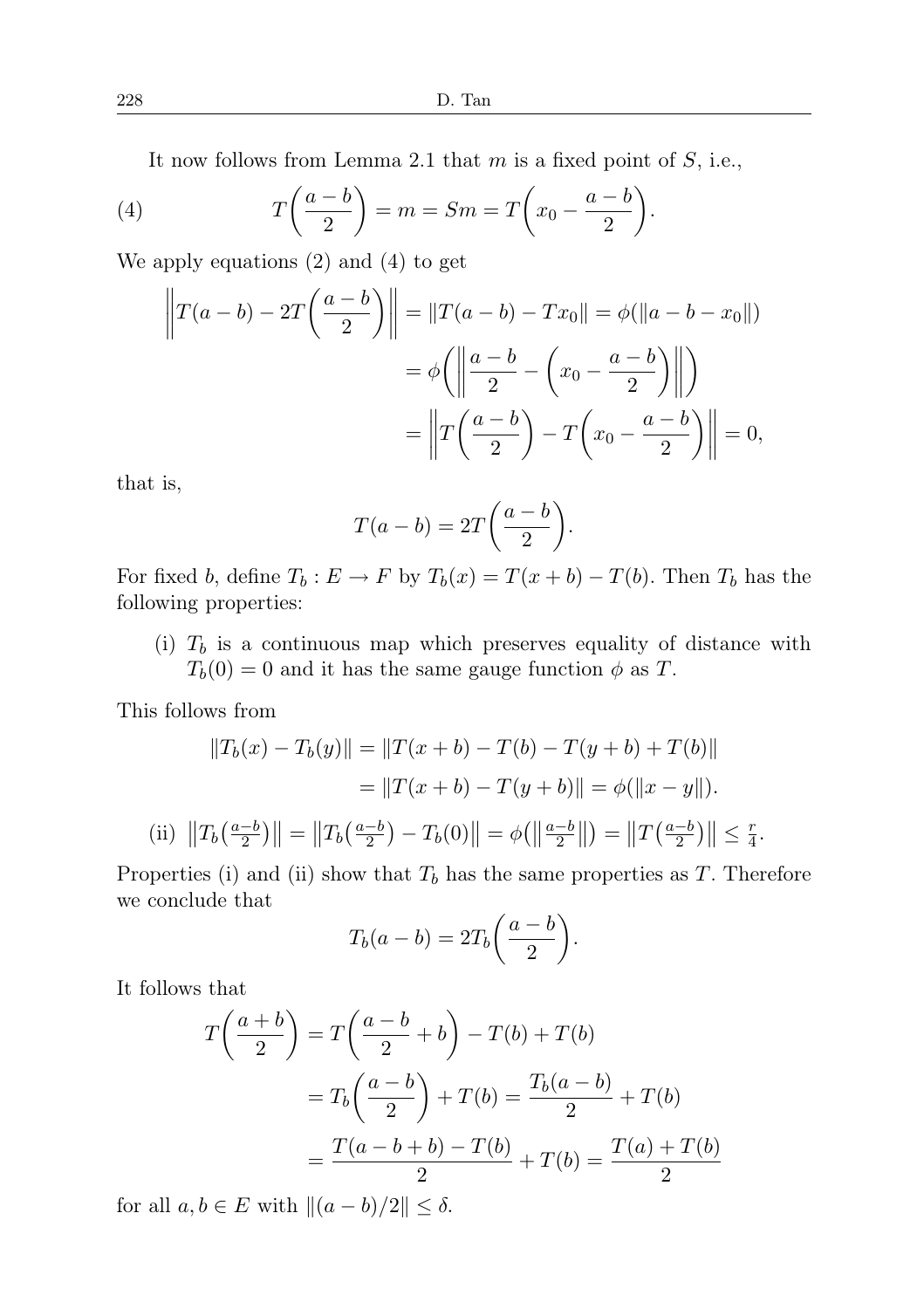It now follows from Lemma 2.1 that $m$ is a fixed point of $S$, i.e.,

$$T\left(\frac{a-b}{2}\right) = m = Sm = T\left(x_0 - \frac{a-b}{2}\right). \tag{4}$$

We apply equations (2) and (4) to get

$$\begin{aligned}
\left\| T(a-b) - 2T\left(\frac{a-b}{2}\right) \right\| &= \|T(a-b) - Tx_0\| = \phi(\|a-b-x_0\|) \\
&= \phi\left( \left\| \frac{a-b}{2} - \left(x_0 - \frac{a-b}{2}\right) \right\| \right) \\
&= \left\| T\left(\frac{a-b}{2}\right) - T\left(x_0 - \frac{a-b}{2}\right) \right\| = 0,
\end{aligned}$$

that is,

$$T(a-b) = 2T\left(\frac{a-b}{2}\right).$$

For fixed $b$, define $T_b : E \to F$ by $T_b(x) = T(x+b) - T(b)$. Then $T_b$ has the following properties:

(i) $T_b$ is a continuous map which preserves equality of distance with $T_b(0) = 0$ and it has the same gauge function $\phi$ as $T$.

This follows from

$$\begin{aligned}
\|T_b(x) - T_b(y)\| &= \|T(x+b) - T(b) - T(y+b) + T(b)\| \\
&= \|T(x+b) - T(y+b)\| = \phi(\|x-y\|).
\end{aligned}$$

(ii) $\left\|T_b\left(\frac{a-b}{2}\right)\right\| = \left\|T_b\left(\frac{a-b}{2}\right) - T_b(0)\right\| = \phi\left(\left\|\frac{a-b}{2}\right\|\right) = \left\|T\left(\frac{a-b}{2}\right)\right\| \leq \frac{r}{4}$.

Properties (i) and (ii) show that $T_b$ has the same properties as $T$. Therefore we conclude that

$$T_b(a-b) = 2T_b\left(\frac{a-b}{2}\right).$$

It follows that

$$\begin{aligned}
T\left(\frac{a+b}{2}\right) &= T\left(\frac{a-b}{2} + b\right) - T(b) + T(b) \\
&= T_b\left(\frac{a-b}{2}\right) + T(b) = \frac{T_b(a-b)}{2} + T(b) \\
&= \frac{T(a-b+b) - T(b)}{2} + T(b) = \frac{T(a) + T(b)}{2}
\end{aligned}$$

for all $a, b \in E$ with $\|(a-b)/2\| \leq \delta$.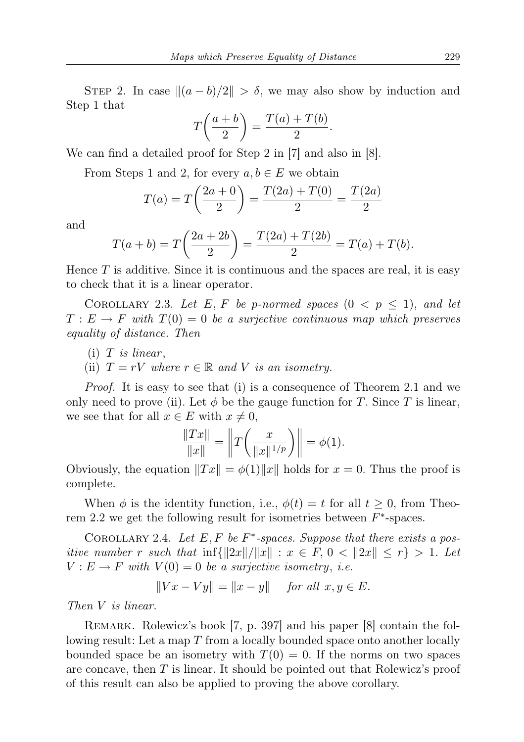Step 2. In case $\|(a-b)/2\| > \delta$, we may also show by induction and Step 1 that

$$T\left(\frac{a+b}{2}\right) = \frac{T(a)+T(b)}{2}.$$

We can find a detailed proof for Step 2 in [7] and also in [8].

From Steps 1 and 2, for every $a, b \in E$ we obtain

$$T(a) = T\left(\frac{2a+0}{2}\right) = \frac{T(2a)+T(0)}{2} = \frac{T(2a)}{2}$$

and

$$T(a+b) = T\left(\frac{2a+2b}{2}\right) = \frac{T(2a)+T(2b)}{2} = T(a)+T(b).$$

Hence $T$ is additive. Since it is continuous and the spaces are real, it is easy to check that it is a linear operator.

Corollary 2.3. *Let $E, F$ be $p$-normed spaces $(0 < p \leq 1)$, and let $T : E \to F$ with $T(0) = 0$ be a surjective continuous map which preserves equality of distance. Then*

(i) *$T$ is linear*,
(ii) *$T = rV$ where $r \in \mathbb{R}$ and $V$ is an isometry.*

*Proof.* It is easy to see that (i) is a consequence of Theorem 2.1 and we only need to prove (ii). Let $\phi$ be the gauge function for $T$. Since $T$ is linear, we see that for all $x \in E$ with $x \neq 0$,

$$\frac{\|Tx\|}{\|x\|} = \left\|T\left(\frac{x}{\|x\|^{1/p}}\right)\right\| = \phi(1).$$

Obviously, the equation $\|Tx\| = \phi(1)\|x\|$ holds for $x = 0$. Thus the proof is complete.

When $\phi$ is the identity function, i.e., $\phi(t) = t$ for all $t \geq 0$, from Theorem 2.2 we get the following result for isometries between $F^*$-spaces.

Corollary 2.4. *Let $E, F$ be $F^*$-spaces. Suppose that there exists a positive number $r$ such that $\inf\{\|2x\|/\|x\| : x \in F,\ 0 < \|2x\| \leq r\} > 1$. Let $V : E \to F$ with $V(0) = 0$ be a surjective isometry, i.e.*

$$\|Vx - Vy\| = \|x - y\| \quad \textit{for all } x, y \in E.$$

*Then $V$ is linear.*

Remark. Rolewicz's book [7, p. 397] and his paper [8] contain the following result: Let a map $T$ from a locally bounded space onto another locally bounded space be an isometry with $T(0) = 0$. If the norms on two spaces are concave, then $T$ is linear. It should be pointed out that Rolewicz's proof of this result can also be applied to proving the above corollary.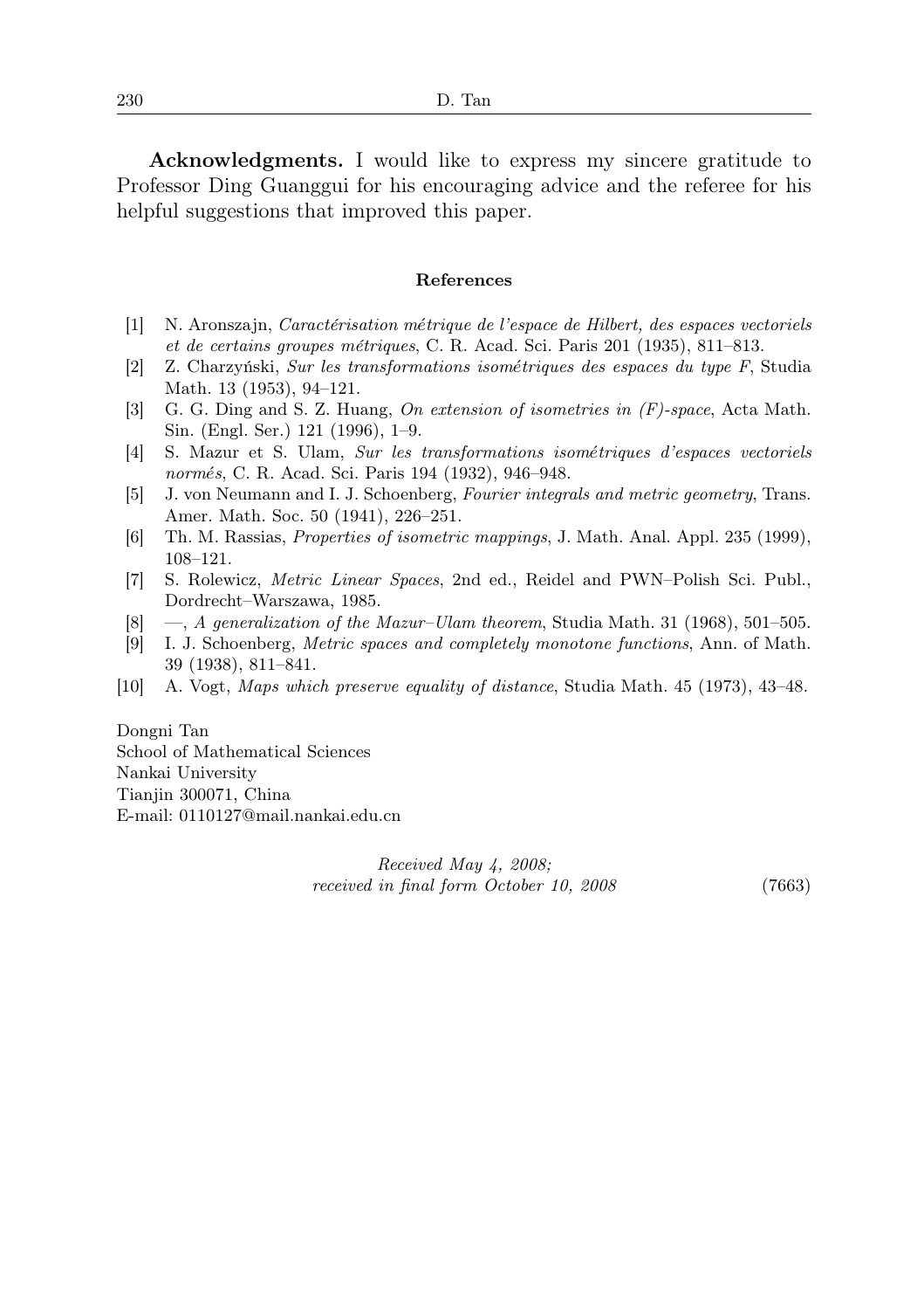**Acknowledgments.** I would like to express my sincere gratitude to Professor Ding Guanggui for his encouraging advice and the referee for his helpful suggestions that improved this paper.

## References

[1] N. Aronszajn, *Caractérisation métrique de l'espace de Hilbert, des espaces vectoriels et de certains groupes métriques*, C. R. Acad. Sci. Paris 201 (1935), 811–813.

[2] Z. Charzyński, *Sur les transformations isométriques des espaces du type F*, Studia Math. 13 (1953), 94–121.

[3] G. G. Ding and S. Z. Huang, *On extension of isometries in (F)-space*, Acta Math. Sin. (Engl. Ser.) 121 (1996), 1–9.

[4] S. Mazur et S. Ulam, *Sur les transformations isométriques d'espaces vectoriels normés*, C. R. Acad. Sci. Paris 194 (1932), 946–948.

[5] J. von Neumann and I. J. Schoenberg, *Fourier integrals and metric geometry*, Trans. Amer. Math. Soc. 50 (1941), 226–251.

[6] Th. M. Rassias, *Properties of isometric mappings*, J. Math. Anal. Appl. 235 (1999), 108–121.

[7] S. Rolewicz, *Metric Linear Spaces*, 2nd ed., Reidel and PWN–Polish Sci. Publ., Dordrecht–Warszawa, 1985.

[8] —, *A generalization of the Mazur–Ulam theorem*, Studia Math. 31 (1968), 501–505.

[9] I. J. Schoenberg, *Metric spaces and completely monotone functions*, Ann. of Math. 39 (1938), 811–841.

[10] A. Vogt, *Maps which preserve equality of distance*, Studia Math. 45 (1973), 43–48.

Dongni Tan
School of Mathematical Sciences
Nankai University
Tianjin 300071, China
E-mail: 0110127@mail.nankai.edu.cn

*Received May 4, 2008;*
*received in final form October 10, 2008* (7663)